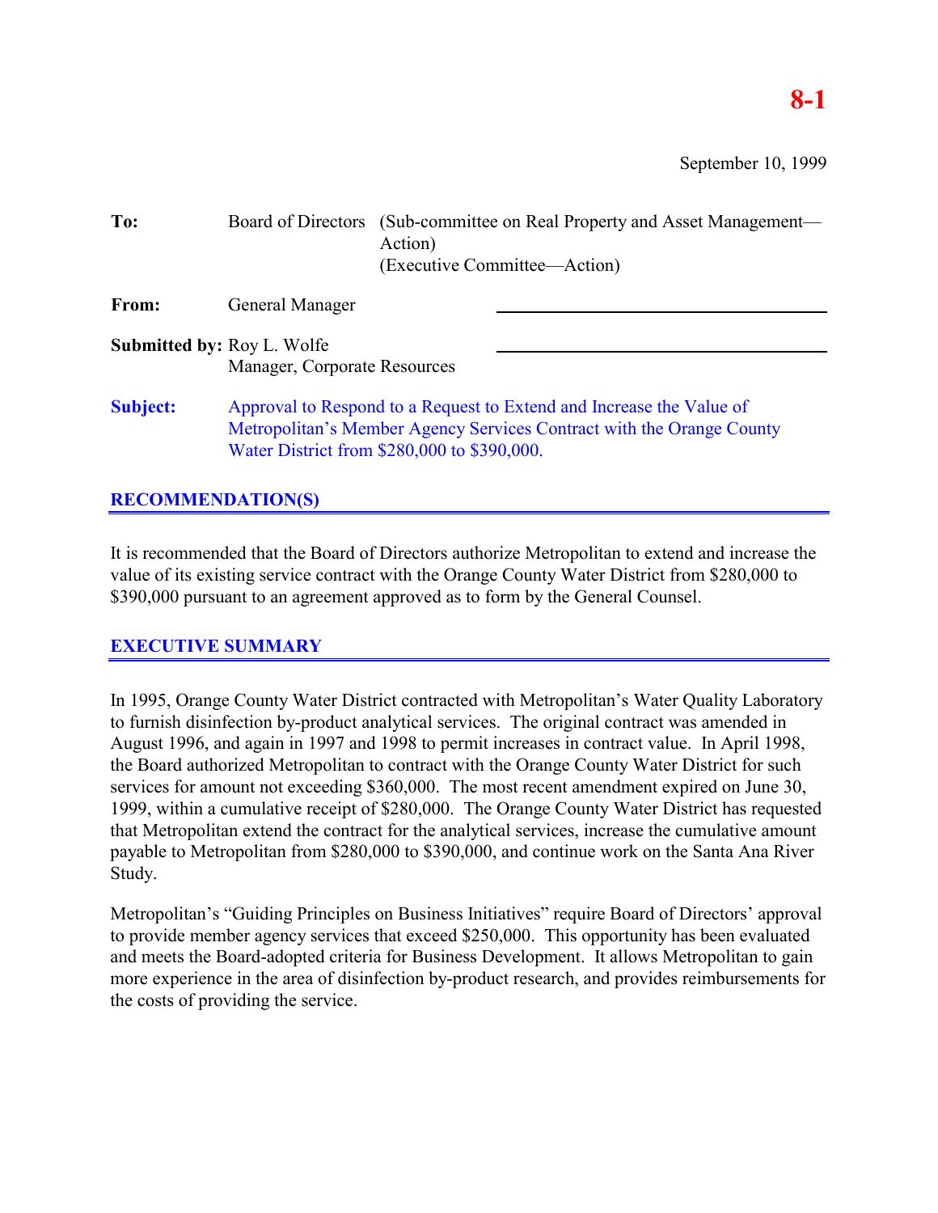# 8-1

September 10, 1999

**To:** Board of Directors (Sub-committee on Real Property and Asset Management—Action)
(Executive Committee—Action)

**From:** General Manager

**Submitted by:** Roy L. Wolfe
Manager, Corporate Resources

**Subject:** Approval to Respond to a Request to Extend and Increase the Value of Metropolitan's Member Agency Services Contract with the Orange County Water District from $280,000 to $390,000.

## RECOMMENDATION(S)

It is recommended that the Board of Directors authorize Metropolitan to extend and increase the value of its existing service contract with the Orange County Water District from $280,000 to $390,000 pursuant to an agreement approved as to form by the General Counsel.

## EXECUTIVE SUMMARY

In 1995, Orange County Water District contracted with Metropolitan's Water Quality Laboratory to furnish disinfection by-product analytical services. The original contract was amended in August 1996, and again in 1997 and 1998 to permit increases in contract value. In April 1998, the Board authorized Metropolitan to contract with the Orange County Water District for such services for amount not exceeding $360,000. The most recent amendment expired on June 30, 1999, within a cumulative receipt of $280,000. The Orange County Water District has requested that Metropolitan extend the contract for the analytical services, increase the cumulative amount payable to Metropolitan from $280,000 to $390,000, and continue work on the Santa Ana River Study.

Metropolitan's "Guiding Principles on Business Initiatives" require Board of Directors' approval to provide member agency services that exceed $250,000. This opportunity has been evaluated and meets the Board-adopted criteria for Business Development. It allows Metropolitan to gain more experience in the area of disinfection by-product research, and provides reimbursements for the costs of providing the service.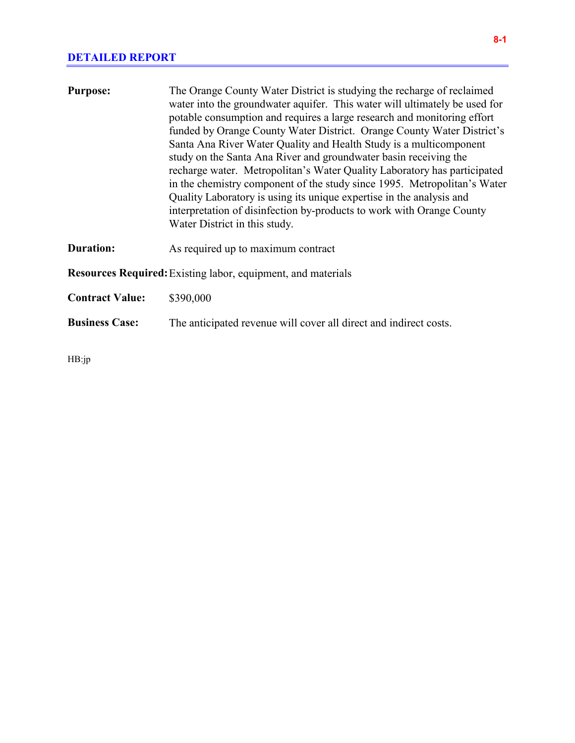## DETAILED REPORT

**Purpose:** The Orange County Water District is studying the recharge of reclaimed water into the groundwater aquifer. This water will ultimately be used for potable consumption and requires a large research and monitoring effort funded by Orange County Water District. Orange County Water District's Santa Ana River Water Quality and Health Study is a multicomponent study on the Santa Ana River and groundwater basin receiving the recharge water. Metropolitan's Water Quality Laboratory has participated in the chemistry component of the study since 1995. Metropolitan's Water Quality Laboratory is using its unique expertise in the analysis and interpretation of disinfection by-products to work with Orange County Water District in this study.

**Duration:** As required up to maximum contract

**Resources Required:** Existing labor, equipment, and materials

**Contract Value:** $390,000

**Business Case:** The anticipated revenue will cover all direct and indirect costs.

HB:jp